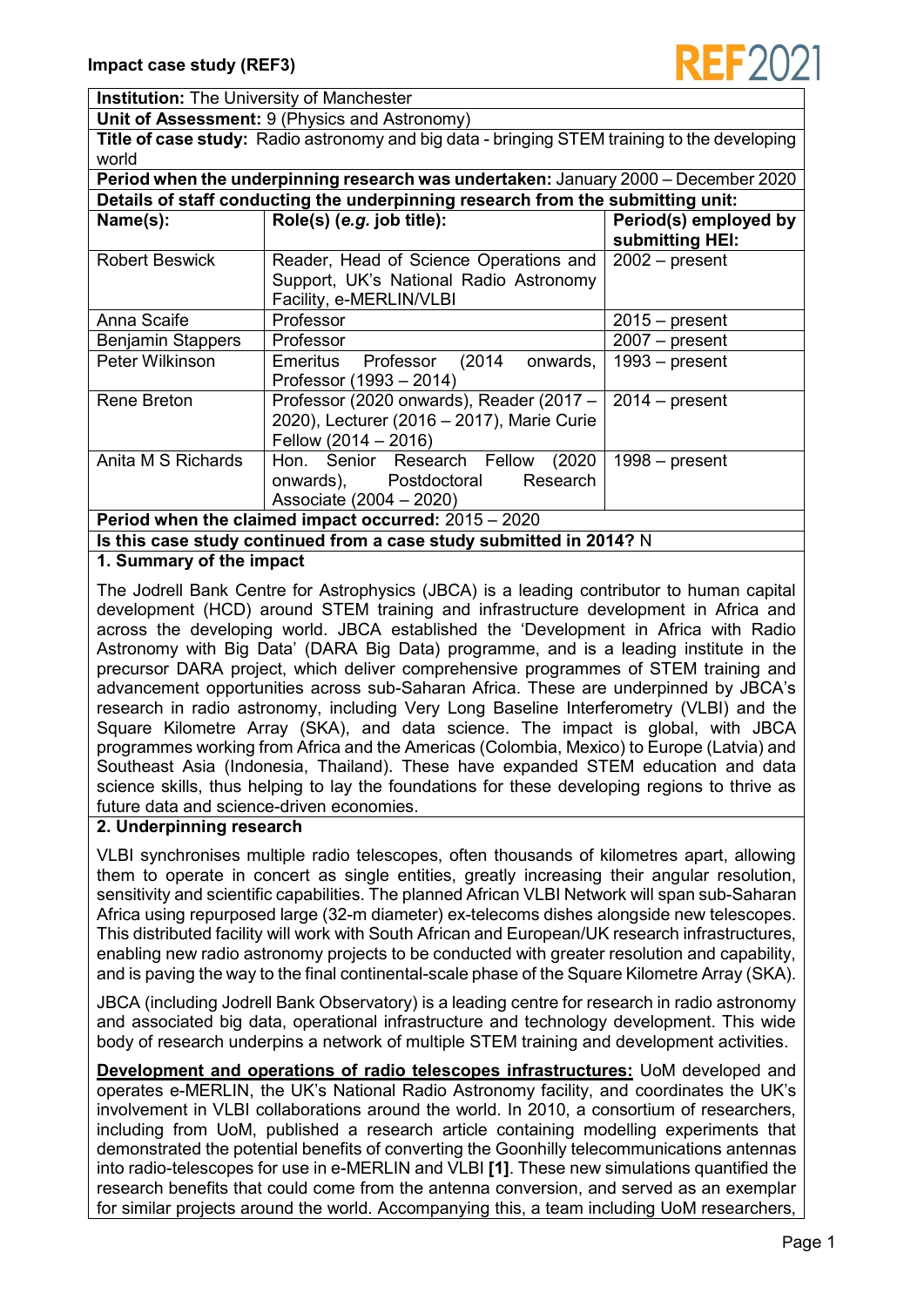**Impact case study (REF3)**

| **Institution:** The University of Manchester | | |
|---|---|---|
| **Unit of Assessment:** 9 (Physics and Astronomy) | | |
| **Title of case study:** Radio astronomy and big data - bringing STEM training to the developing world | | |
| **Period when the underpinning research was undertaken:** January 2000 – December 2020 | | |
| **Details of staff conducting the underpinning research from the submitting unit:** | | |
| **Name(s):** | **Role(s) (*e.g.* job title):** | **Period(s) employed by submitting HEI:** |
| Robert Beswick | Reader, Head of Science Operations and Support, UK's National Radio Astronomy Facility, e-MERLIN/VLBI | 2002 – present |
| Anna Scaife | Professor | 2015 – present |
| Benjamin Stappers | Professor | 2007 – present |
| Peter Wilkinson | Emeritus Professor (2014 onwards, Professor (1993 – 2014) | 1993 – present |
| Rene Breton | Professor (2020 onwards), Reader (2017 – 2020), Lecturer (2016 – 2017), Marie Curie Fellow (2014 – 2016) | 2014 – present |
| Anita M S Richards | Hon. Senior Research Fellow (2020 onwards), Postdoctoral Research Associate (2004 – 2020) | 1998 – present |
| **Period when the claimed impact occurred:** 2015 – 2020 | | |
| **Is this case study continued from a case study submitted in 2014?** N | | |

## 1. Summary of the impact

The Jodrell Bank Centre for Astrophysics (JBCA) is a leading contributor to human capital development (HCD) around STEM training and infrastructure development in Africa and across the developing world. JBCA established the 'Development in Africa with Radio Astronomy with Big Data' (DARA Big Data) programme, and is a leading institute in the precursor DARA project, which deliver comprehensive programmes of STEM training and advancement opportunities across sub-Saharan Africa. These are underpinned by JBCA's research in radio astronomy, including Very Long Baseline Interferometry (VLBI) and the Square Kilometre Array (SKA), and data science. The impact is global, with JBCA programmes working from Africa and the Americas (Colombia, Mexico) to Europe (Latvia) and Southeast Asia (Indonesia, Thailand). These have expanded STEM education and data science skills, thus helping to lay the foundations for these developing regions to thrive as future data and science-driven economies.

## 2. Underpinning research

VLBI synchronises multiple radio telescopes, often thousands of kilometres apart, allowing them to operate in concert as single entities, greatly increasing their angular resolution, sensitivity and scientific capabilities. The planned African VLBI Network will span sub-Saharan Africa using repurposed large (32-m diameter) ex-telecoms dishes alongside new telescopes. This distributed facility will work with South African and European/UK research infrastructures, enabling new radio astronomy projects to be conducted with greater resolution and capability, and is paving the way to the final continental-scale phase of the Square Kilometre Array (SKA).

JBCA (including Jodrell Bank Observatory) is a leading centre for research in radio astronomy and associated big data, operational infrastructure and technology development. This wide body of research underpins a network of multiple STEM training and development activities.

**Development and operations of radio telescopes infrastructures:** UoM developed and operates e-MERLIN, the UK's National Radio Astronomy facility, and coordinates the UK's involvement in VLBI collaborations around the world. In 2010, a consortium of researchers, including from UoM, published a research article containing modelling experiments that demonstrated the potential benefits of converting the Goonhilly telecommunications antennas into radio-telescopes for use in e-MERLIN and VLBI **[1]**. These new simulations quantified the research benefits that could come from the antenna conversion, and served as an exemplar for similar projects around the world. Accompanying this, a team including UoM researchers,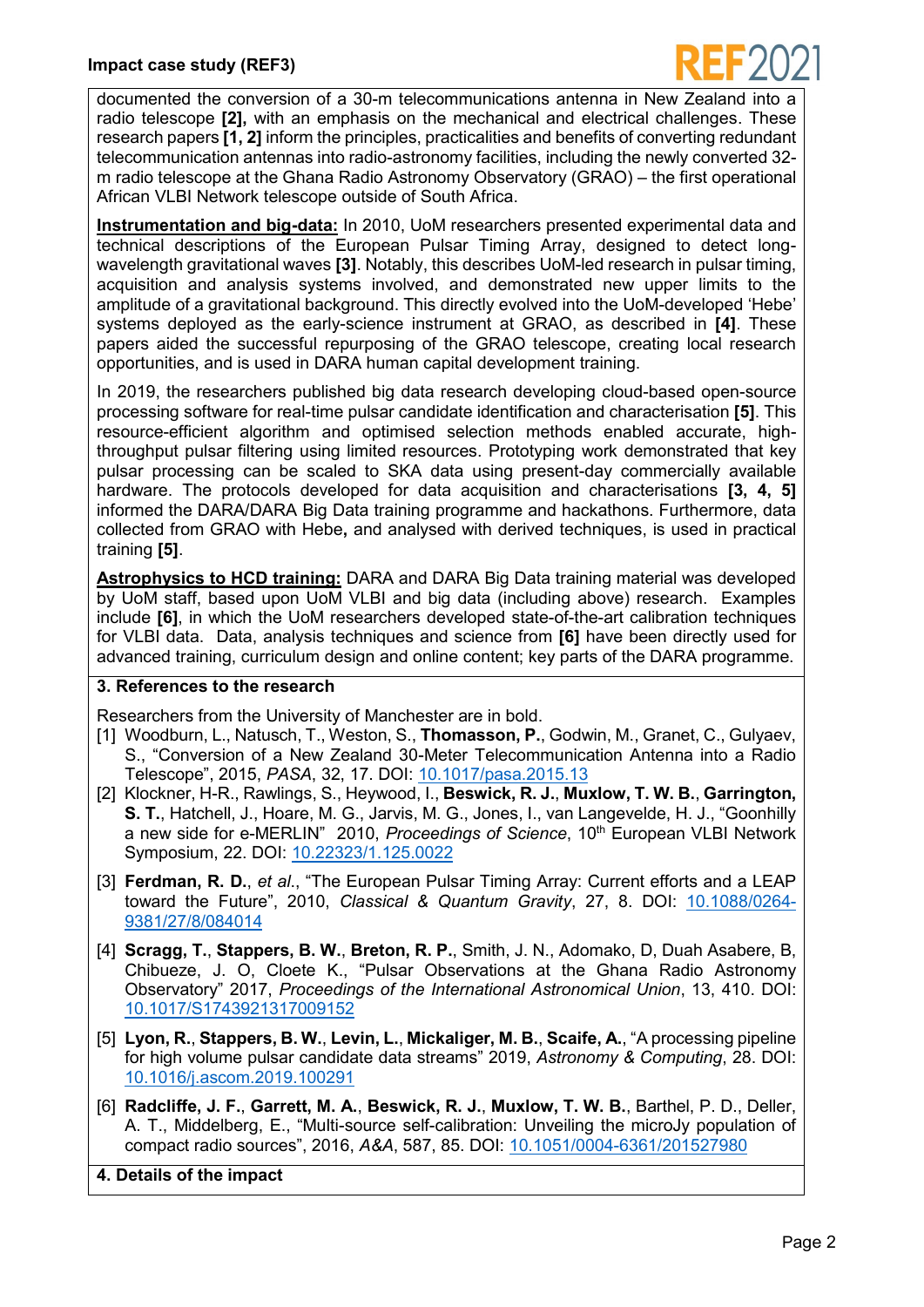documented the conversion of a 30-m telecommunications antenna in New Zealand into a radio telescope **[2],** with an emphasis on the mechanical and electrical challenges. These research papers **[1, 2]** inform the principles, practicalities and benefits of converting redundant telecommunication antennas into radio-astronomy facilities, including the newly converted 32-m radio telescope at the Ghana Radio Astronomy Observatory (GRAO) – the first operational African VLBI Network telescope outside of South Africa.

**Instrumentation and big-data:** In 2010, UoM researchers presented experimental data and technical descriptions of the European Pulsar Timing Array, designed to detect long-wavelength gravitational waves **[3]**. Notably, this describes UoM-led research in pulsar timing, acquisition and analysis systems involved, and demonstrated new upper limits to the amplitude of a gravitational background. This directly evolved into the UoM-developed 'Hebe' systems deployed as the early-science instrument at GRAO, as described in **[4]**. These papers aided the successful repurposing of the GRAO telescope, creating local research opportunities, and is used in DARA human capital development training.

In 2019, the researchers published big data research developing cloud-based open-source processing software for real-time pulsar candidate identification and characterisation **[5]**. This resource-efficient algorithm and optimised selection methods enabled accurate, high-throughput pulsar filtering using limited resources. Prototyping work demonstrated that key pulsar processing can be scaled to SKA data using present-day commercially available hardware. The protocols developed for data acquisition and characterisations **[3, 4, 5]** informed the DARA/DARA Big Data training programme and hackathons. Furthermore, data collected from GRAO with Hebe**,** and analysed with derived techniques, is used in practical training **[5]**.

**Astrophysics to HCD training:** DARA and DARA Big Data training material was developed by UoM staff, based upon UoM VLBI and big data (including above) research. Examples include **[6]**, in which the UoM researchers developed state-of-the-art calibration techniques for VLBI data. Data, analysis techniques and science from **[6]** have been directly used for advanced training, curriculum design and online content; key parts of the DARA programme.

## 3. References to the research

Researchers from the University of Manchester are in bold.

[1] Woodburn, L., Natusch, T., Weston, S., **Thomasson, P.**, Godwin, M., Granet, C., Gulyaev, S., "Conversion of a New Zealand 30-Meter Telecommunication Antenna into a Radio Telescope", 2015, *PASA*, 32, 17. DOI: 10.1017/pasa.2015.13

[2] Klockner, H-R., Rawlings, S., Heywood, I., **Beswick, R. J.**, **Muxlow, T. W. B.**, **Garrington, S. T.**, Hatchell, J., Hoare, M. G., Jarvis, M. G., Jones, I., van Langevelde, H. J., "Goonhilly a new side for e-MERLIN" 2010, *Proceedings of Science*, 10th European VLBI Network Symposium, 22. DOI: 10.22323/1.125.0022

[3] **Ferdman, R. D.**, *et al*., "The European Pulsar Timing Array: Current efforts and a LEAP toward the Future", 2010, *Classical & Quantum Gravity*, 27, 8. DOI: 10.1088/0264-9381/27/8/084014

[4] **Scragg, T.**, **Stappers, B. W.**, **Breton, R. P.**, Smith, J. N., Adomako, D, Duah Asabere, B, Chibueze, J. O, Cloete K., "Pulsar Observations at the Ghana Radio Astronomy Observatory" 2017, *Proceedings of the International Astronomical Union*, 13, 410. DOI: 10.1017/S1743921317009152

[5] **Lyon, R.**, **Stappers, B. W.**, **Levin, L.**, **Mickaliger, M. B.**, **Scaife, A.**, "A processing pipeline for high volume pulsar candidate data streams" 2019, *Astronomy & Computing*, 28. DOI: 10.1016/j.ascom.2019.100291

[6] **Radcliffe, J. F.**, **Garrett, M. A.**, **Beswick, R. J.**, **Muxlow, T. W. B.**, Barthel, P. D., Deller, A. T., Middelberg, E., "Multi-source self-calibration: Unveiling the microJy population of compact radio sources", 2016, *A&A*, 587, 85. DOI: 10.1051/0004-6361/201527980

## 4. Details of the impact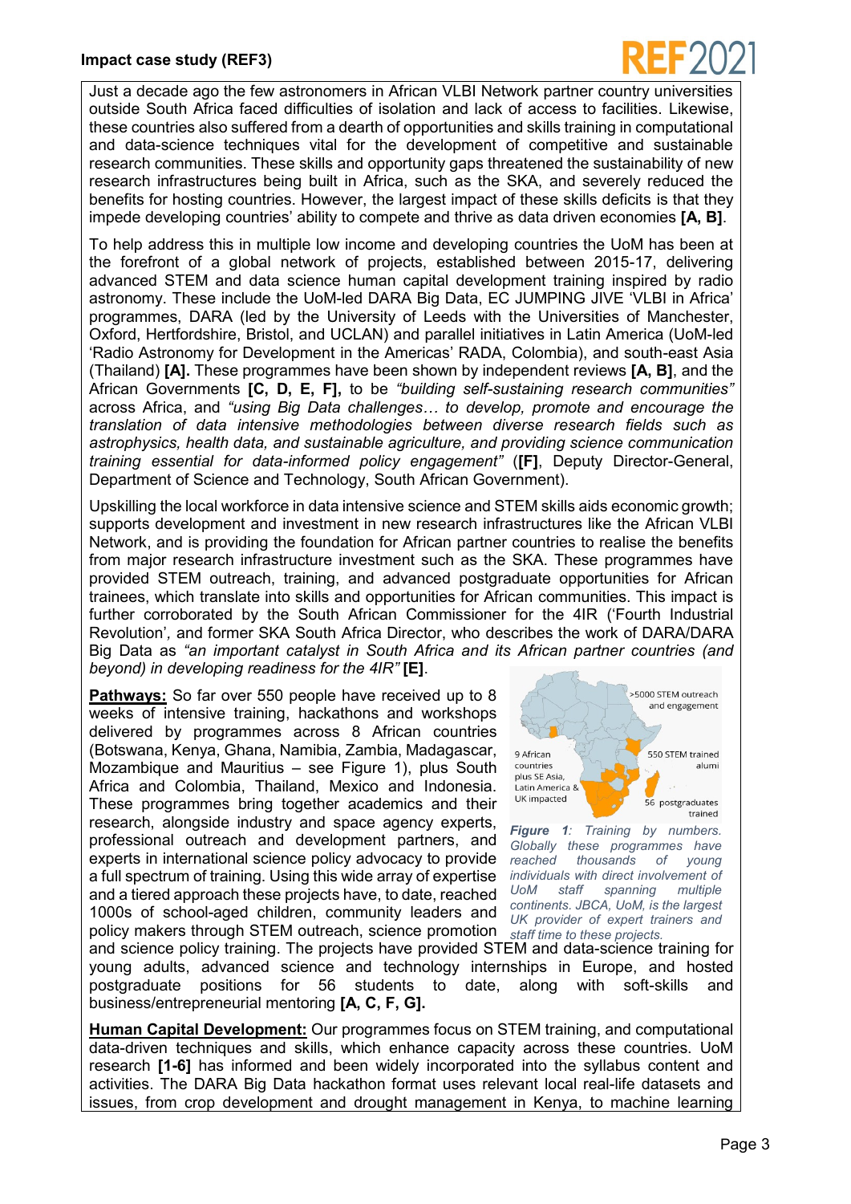Just a decade ago the few astronomers in African VLBI Network partner country universities outside South Africa faced difficulties of isolation and lack of access to facilities. Likewise, these countries also suffered from a dearth of opportunities and skills training in computational and data-science techniques vital for the development of competitive and sustainable research communities. These skills and opportunity gaps threatened the sustainability of new research infrastructures being built in Africa, such as the SKA, and severely reduced the benefits for hosting countries. However, the largest impact of these skills deficits is that they impede developing countries' ability to compete and thrive as data driven economies **[A, B]**.

To help address this in multiple low income and developing countries the UoM has been at the forefront of a global network of projects, established between 2015-17, delivering advanced STEM and data science human capital development training inspired by radio astronomy. These include the UoM-led DARA Big Data, EC JUMPING JIVE 'VLBI in Africa' programmes, DARA (led by the University of Leeds with the Universities of Manchester, Oxford, Hertfordshire, Bristol, and UCLAN) and parallel initiatives in Latin America (UoM-led 'Radio Astronomy for Development in the Americas' RADA, Colombia), and south-east Asia (Thailand) **[A].** These programmes have been shown by independent reviews **[A, B]**, and the African Governments **[C, D, E, F],** to be *"building self-sustaining research communities"* across Africa, and *"using Big Data challenges… to develop, promote and encourage the translation of data intensive methodologies between diverse research fields such as astrophysics, health data, and sustainable agriculture, and providing science communication training essential for data-informed policy engagement"* (**[F]**, Deputy Director-General, Department of Science and Technology, South African Government).

Upskilling the local workforce in data intensive science and STEM skills aids economic growth; supports development and investment in new research infrastructures like the African VLBI Network, and is providing the foundation for African partner countries to realise the benefits from major research infrastructure investment such as the SKA. These programmes have provided STEM outreach, training, and advanced postgraduate opportunities for African trainees, which translate into skills and opportunities for African communities. This impact is further corroborated by the South African Commissioner for the 4IR ('Fourth Industrial Revolution', and former SKA South Africa Director, who describes the work of DARA/DARA Big Data as *"an important catalyst in South Africa and its African partner countries (and beyond) in developing readiness for the 4IR"* **[E]**.

**Pathways:** So far over 550 people have received up to 8 weeks of intensive training, hackathons and workshops delivered by programmes across 8 African countries (Botswana, Kenya, Ghana, Namibia, Zambia, Madagascar, Mozambique and Mauritius – see Figure 1), plus South Africa and Colombia, Thailand, Mexico and Indonesia. These programmes bring together academics and their research, alongside industry and space agency experts, professional outreach and development partners, and experts in international science policy advocacy to provide a full spectrum of training. Using this wide array of expertise and a tiered approach these projects have, to date, reached 1000s of school-aged children, community leaders and policy makers through STEM outreach, science promotion and science policy training. The projects have provided STEM and data-science training for young adults, advanced science and technology internships in Europe, and hosted postgraduate positions for 56 students to date, along with soft-skills and business/entrepreneurial mentoring **[A, C, F, G].**

>5000 STEM outreach and engagement

9 African countries plus SE Asia, Latin America & UK impacted

550 STEM trained alumi

56 postgraduates trained

***Figure 1**: Training by numbers. Globally these programmes have reached thousands of young individuals with direct involvement of UoM staff spanning multiple continents. JBCA, UoM, is the largest UK provider of expert trainers and staff time to these projects.*

**Human Capital Development:** Our programmes focus on STEM training, and computational data-driven techniques and skills, which enhance capacity across these countries. UoM research **[1-6]** has informed and been widely incorporated into the syllabus content and activities. The DARA Big Data hackathon format uses relevant local real-life datasets and issues, from crop development and drought management in Kenya, to machine learning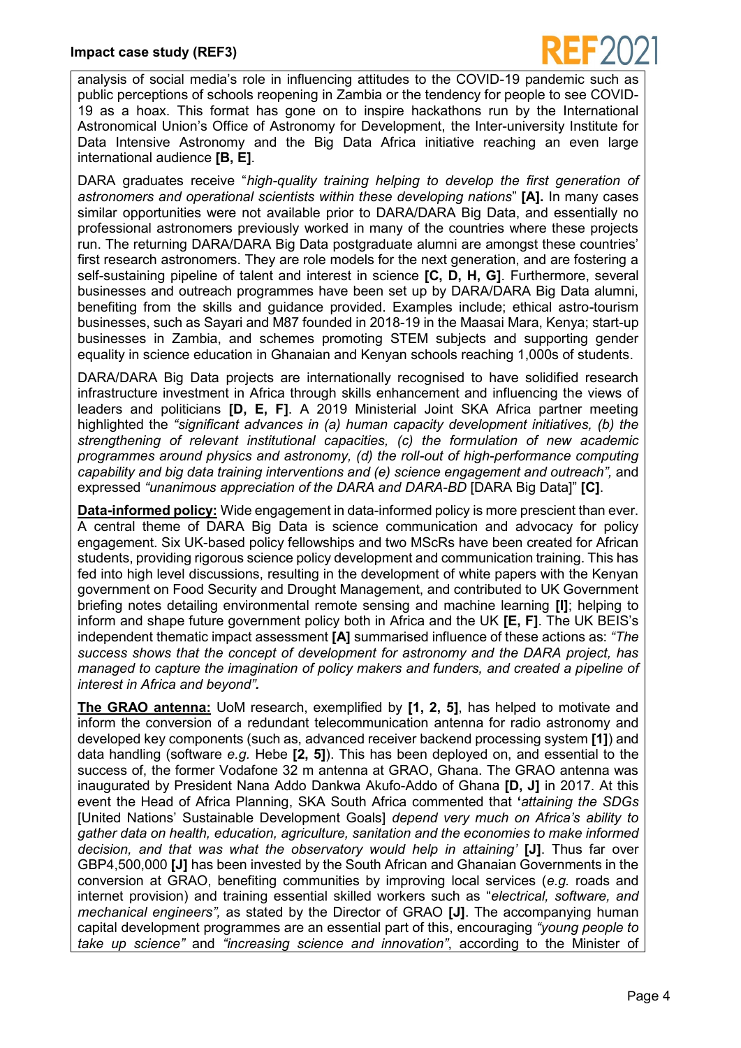analysis of social media's role in influencing attitudes to the COVID-19 pandemic such as public perceptions of schools reopening in Zambia or the tendency for people to see COVID-19 as a hoax. This format has gone on to inspire hackathons run by the International Astronomical Union's Office of Astronomy for Development, the Inter-university Institute for Data Intensive Astronomy and the Big Data Africa initiative reaching an even large international audience **[B, E]**.

DARA graduates receive "*high-quality training helping to develop the first generation of astronomers and operational scientists within these developing nations*" **[A].** In many cases similar opportunities were not available prior to DARA/DARA Big Data, and essentially no professional astronomers previously worked in many of the countries where these projects run. The returning DARA/DARA Big Data postgraduate alumni are amongst these countries' first research astronomers. They are role models for the next generation, and are fostering a self-sustaining pipeline of talent and interest in science **[C, D, H, G]**. Furthermore, several businesses and outreach programmes have been set up by DARA/DARA Big Data alumni, benefiting from the skills and guidance provided. Examples include; ethical astro-tourism businesses, such as Sayari and M87 founded in 2018-19 in the Maasai Mara, Kenya; start-up businesses in Zambia, and schemes promoting STEM subjects and supporting gender equality in science education in Ghanaian and Kenyan schools reaching 1,000s of students.

DARA/DARA Big Data projects are internationally recognised to have solidified research infrastructure investment in Africa through skills enhancement and influencing the views of leaders and politicians **[D, E, F]**. A 2019 Ministerial Joint SKA Africa partner meeting highlighted the *"significant advances in (a) human capacity development initiatives, (b) the strengthening of relevant institutional capacities, (c) the formulation of new academic programmes around physics and astronomy, (d) the roll-out of high-performance computing capability and big data training interventions and (e) science engagement and outreach",* and expressed *"unanimous appreciation of the DARA and DARA-BD* [DARA Big Data]" **[C]**.

**Data-informed policy:** Wide engagement in data-informed policy is more prescient than ever. A central theme of DARA Big Data is science communication and advocacy for policy engagement. Six UK-based policy fellowships and two MScRs have been created for African students, providing rigorous science policy development and communication training. This has fed into high level discussions, resulting in the development of white papers with the Kenyan government on Food Security and Drought Management, and contributed to UK Government briefing notes detailing environmental remote sensing and machine learning **[I]**; helping to inform and shape future government policy both in Africa and the UK **[E, F]**. The UK BEIS's independent thematic impact assessment **[A]** summarised influence of these actions as: *"The success shows that the concept of development for astronomy and the DARA project, has managed to capture the imagination of policy makers and funders, and created a pipeline of interest in Africa and beyond".*

**The GRAO antenna:** UoM research, exemplified by **[1, 2, 5]**, has helped to motivate and inform the conversion of a redundant telecommunication antenna for radio astronomy and developed key components (such as, advanced receiver backend processing system **[1]**) and data handling (software *e.g.* Hebe **[2, 5]**). This has been deployed on, and essential to the success of, the former Vodafone 32 m antenna at GRAO, Ghana. The GRAO antenna was inaugurated by President Nana Addo Dankwa Akufo-Addo of Ghana **[D, J]** in 2017. At this event the Head of Africa Planning, SKA South Africa commented that '*attaining the SDGs* [United Nations' Sustainable Development Goals] *depend very much on Africa's ability to gather data on health, education, agriculture, sanitation and the economies to make informed decision, and that was what the observatory would help in attaining'* **[J]**. Thus far over GBP4,500,000 **[J]** has been invested by the South African and Ghanaian Governments in the conversion at GRAO, benefiting communities by improving local services (*e.g.* roads and internet provision) and training essential skilled workers such as "*electrical, software, and mechanical engineers",* as stated by the Director of GRAO **[J]**. The accompanying human capital development programmes are an essential part of this, encouraging *"young people to take up science"* and *"increasing science and innovation"*, according to the Minister of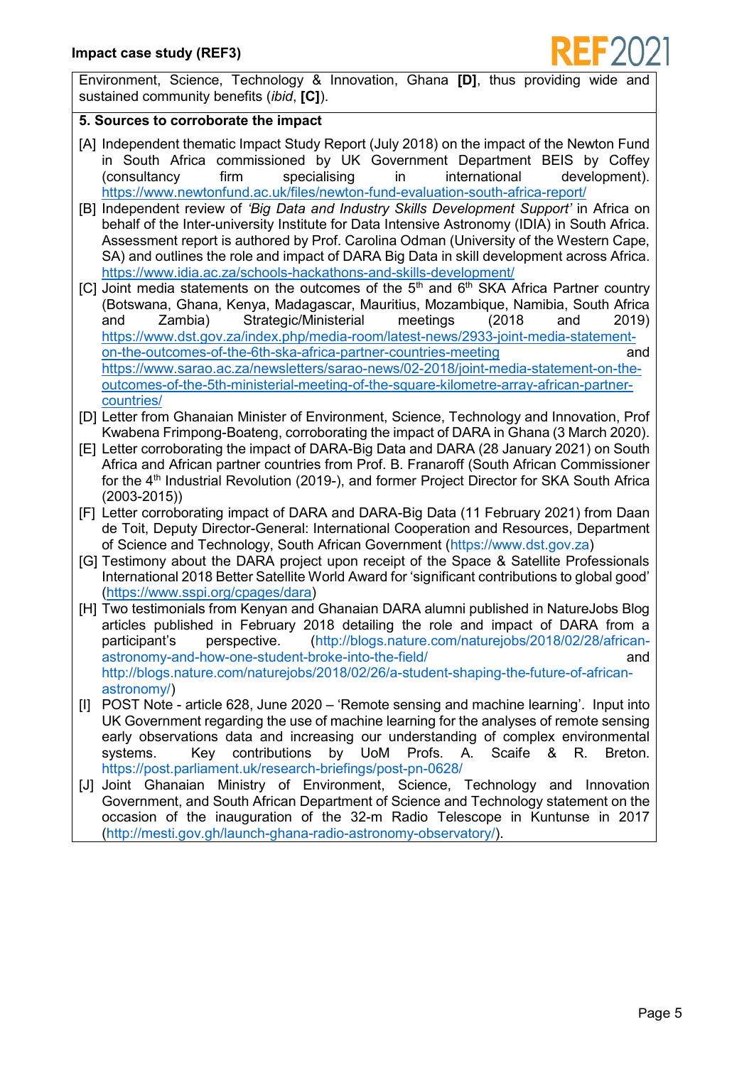Environment, Science, Technology & Innovation, Ghana **[D]**, thus providing wide and sustained community benefits (*ibid*, **[C]**).

**5. Sources to corroborate the impact**

[A] Independent thematic Impact Study Report (July 2018) on the impact of the Newton Fund in South Africa commissioned by UK Government Department BEIS by Coffey (consultancy firm specialising in international development). https://www.newtonfund.ac.uk/files/newton-fund-evaluation-south-africa-report/

[B] Independent review of *'Big Data and Industry Skills Development Support'* in Africa on behalf of the Inter-university Institute for Data Intensive Astronomy (IDIA) in South Africa. Assessment report is authored by Prof. Carolina Odman (University of the Western Cape, SA) and outlines the role and impact of DARA Big Data in skill development across Africa. https://www.idia.ac.za/schools-hackathons-and-skills-development/

[C] Joint media statements on the outcomes of the 5th and 6th SKA Africa Partner country (Botswana, Ghana, Kenya, Madagascar, Mauritius, Mozambique, Namibia, South Africa and Zambia) Strategic/Ministerial meetings (2018 and 2019) https://www.dst.gov.za/index.php/media-room/latest-news/2933-joint-media-statement-on-the-outcomes-of-the-6th-ska-africa-partner-countries-meeting and https://www.sarao.ac.za/newsletters/sarao-news/02-2018/joint-media-statement-on-the-outcomes-of-the-5th-ministerial-meeting-of-the-square-kilometre-array-african-partner-countries/

[D] Letter from Ghanaian Minister of Environment, Science, Technology and Innovation, Prof Kwabena Frimpong-Boateng, corroborating the impact of DARA in Ghana (3 March 2020).

[E] Letter corroborating the impact of DARA-Big Data and DARA (28 January 2021) on South Africa and African partner countries from Prof. B. Franaroff (South African Commissioner for the 4th Industrial Revolution (2019-), and former Project Director for SKA South Africa (2003-2015))

[F] Letter corroborating impact of DARA and DARA-Big Data (11 February 2021) from Daan de Toit, Deputy Director-General: International Cooperation and Resources, Department of Science and Technology, South African Government (https://www.dst.gov.za)

[G] Testimony about the DARA project upon receipt of the Space & Satellite Professionals International 2018 Better Satellite World Award for 'significant contributions to global good' (https://www.sspi.org/cpages/dara)

[H] Two testimonials from Kenyan and Ghanaian DARA alumni published in NatureJobs Blog articles published in February 2018 detailing the role and impact of DARA from a participant's perspective. (http://blogs.nature.com/naturejobs/2018/02/28/african-astronomy-and-how-one-student-broke-into-the-field/ and http://blogs.nature.com/naturejobs/2018/02/26/a-student-shaping-the-future-of-african-astronomy/)

[I] POST Note - article 628, June 2020 – 'Remote sensing and machine learning'. Input into UK Government regarding the use of machine learning for the analyses of remote sensing early observations data and increasing our understanding of complex environmental systems. Key contributions by UoM Profs. A. Scaife & R. Breton. https://post.parliament.uk/research-briefings/post-pn-0628/

[J] Joint Ghanaian Ministry of Environment, Science, Technology and Innovation Government, and South African Department of Science and Technology statement on the occasion of the inauguration of the 32-m Radio Telescope in Kuntunse in 2017 (http://mesti.gov.gh/launch-ghana-radio-astronomy-observatory/).